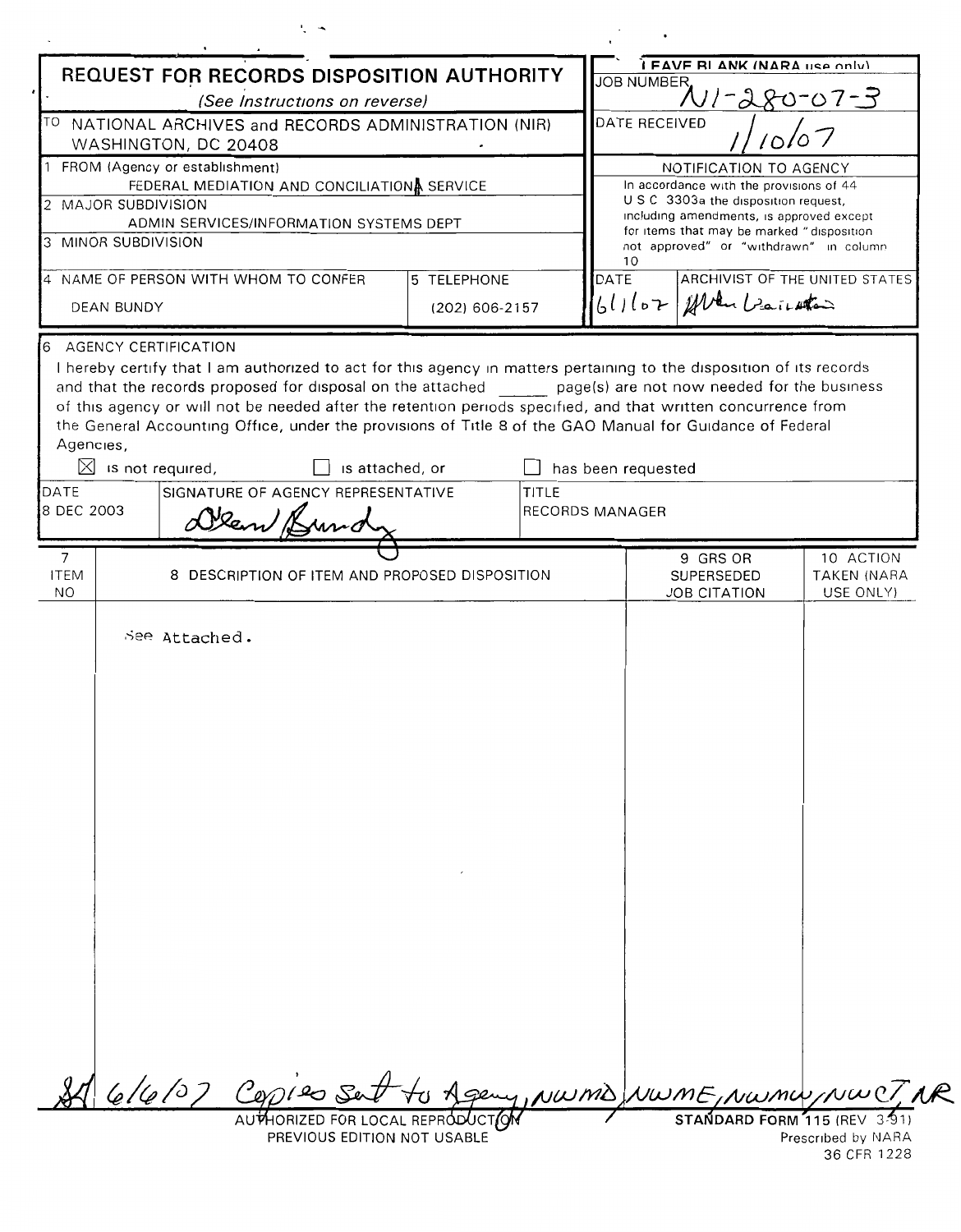# REQUEST FOR RECORDS DISPOSITION AUTHORITY

*(See Instructions on reverse)*

**LEAVE BLANK (NARA use only)**

JOB NUMBER: N1-280-07-3

DATE RECEIVED: 1/10/07

TO: NATIONAL ARCHIVES and RECORDS ADMINISTRATION (NIR)
WASHINGTON, DC 20408

1 FROM (Agency or establishment): FEDERAL MEDIATION AND CONCILIATION SERVICE

2 MAJOR SUBDIVISION: ADMIN SERVICES/INFORMATION SYSTEMS DEPT

3 MINOR SUBDIVISION:

4 NAME OF PERSON WITH WHOM TO CONFER: DEAN BUNDY

5 TELEPHONE: (202) 606-2157

**NOTIFICATION TO AGENCY**

In accordance with the provisions of 44 U S C 3303a the disposition request, including amendments, is approved except for items that may be marked "disposition not approved" or "withdrawn" in column 10

| DATE | ARCHIVIST OF THE UNITED STATES |
|---|---|
| 6/1/07 | Allen Weinstein |

6 AGENCY CERTIFICATION

I hereby certify that I am authorized to act for this agency in matters pertaining to the disposition of its records and that the records proposed for disposal on the attached ______ page(s) are not now needed for the business of this agency or will not be needed after the retention periods specified, and that written concurrence from the General Accounting Office, under the provisions of Title 8 of the GAO Manual for Guidance of Federal Agencies,

☒ is not required, ☐ is attached, or ☐ has been requested

| DATE | SIGNATURE OF AGENCY REPRESENTATIVE | TITLE |
|---|---|---|
| 8 DEC 2003 | Dean Bundy | RECORDS MANAGER |

| 7 ITEM NO | 8 DESCRIPTION OF ITEM AND PROPOSED DISPOSITION | 9 GRS OR SUPERSEDED JOB CITATION | 10 ACTION TAKEN (NARA USE ONLY) |
|---|---|---|---|
| | See Attached. | | |

SM 6/6/07 Copies sent to Agency, NWMD, NWME, NWMW, NWCT, NR

AUTHORIZED FOR LOCAL REPRODUCTION
PREVIOUS EDITION NOT USABLE

STANDARD FORM 115 (REV 3-91)
Prescribed by NARA
36 CFR 1228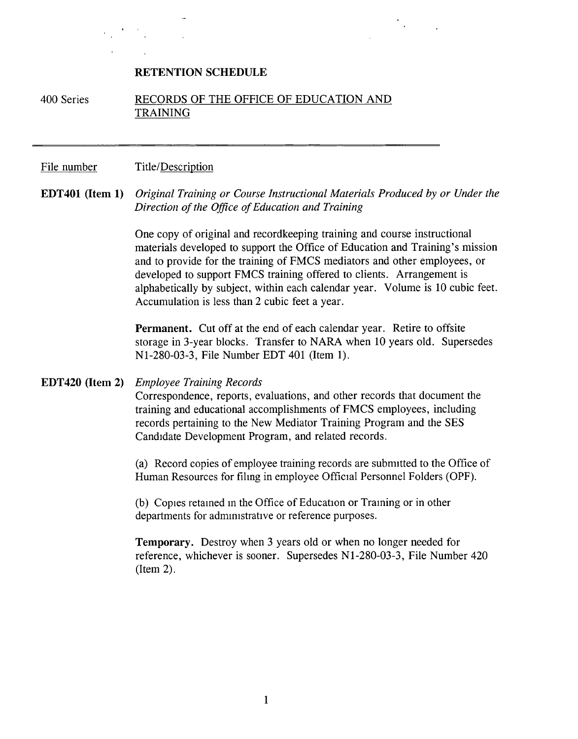**RETENTION SCHEDULE**

400 Series RECORDS OF THE OFFICE OF EDUCATION AND TRAINING

---

File number Title/Description

**EDT401 (Item 1)** *Original Training or Course Instructional Materials Produced by or Under the Direction of the Office of Education and Training*

One copy of original and recordkeeping training and course instructional materials developed to support the Office of Education and Training's mission and to provide for the training of FMCS mediators and other employees, or developed to support FMCS training offered to clients. Arrangement is alphabetically by subject, within each calendar year. Volume is 10 cubic feet. Accumulation is less than 2 cubic feet a year.

**Permanent.** Cut off at the end of each calendar year. Retire to offsite storage in 3-year blocks. Transfer to NARA when 10 years old. Supersedes N1-280-03-3, File Number EDT 401 (Item 1).

**EDT420 (Item 2)** *Employee Training Records*
Correspondence, reports, evaluations, and other records that document the training and educational accomplishments of FMCS employees, including records pertaining to the New Mediator Training Program and the SES Candidate Development Program, and related records.

(a) Record copies of employee training records are submitted to the Office of Human Resources for filing in employee Official Personnel Folders (OPF).

(b) Copies retained in the Office of Education or Training or in other departments for administrative or reference purposes.

**Temporary.** Destroy when 3 years old or when no longer needed for reference, whichever is sooner. Supersedes N1-280-03-3, File Number 420 (Item 2).